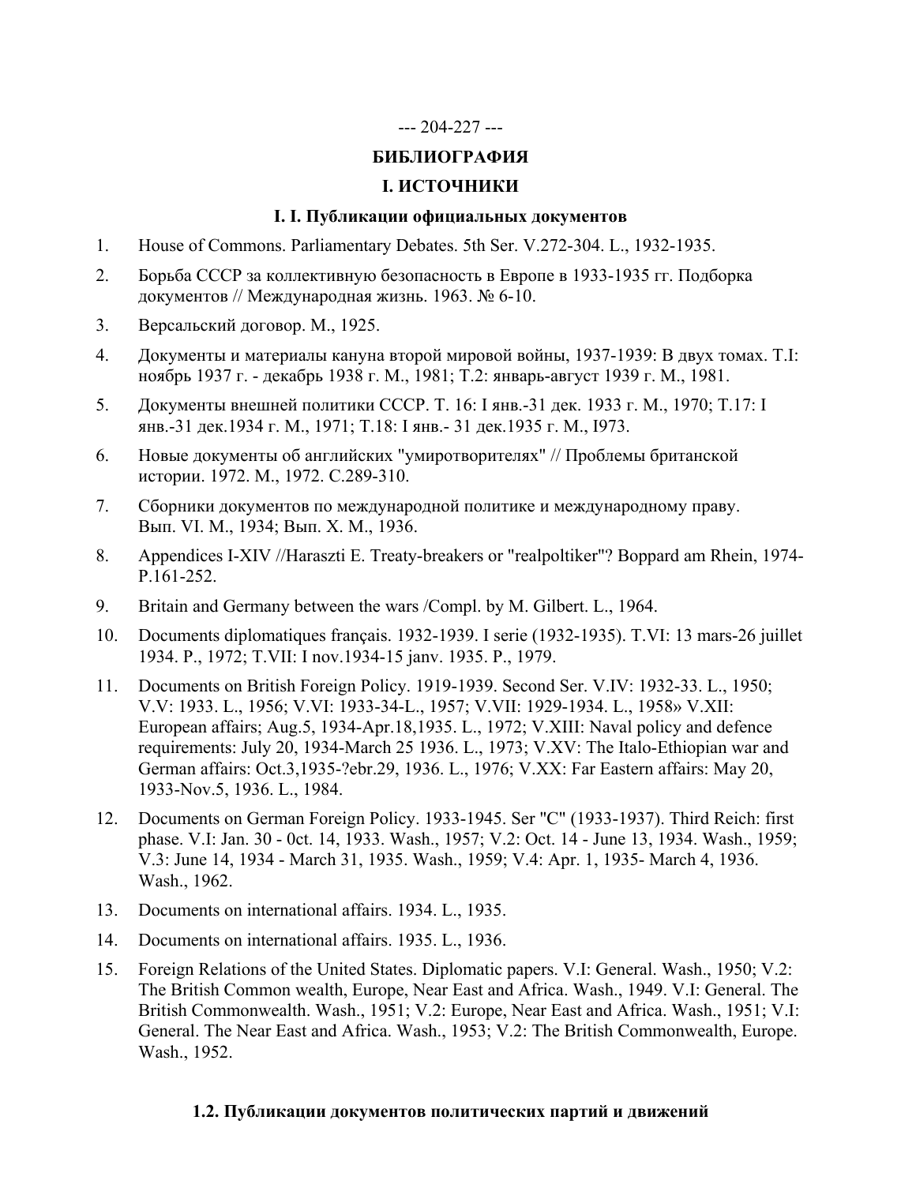--- 204-227 ---

# БИБЛИОГРАФИЯ

## I. ИСТОЧНИКИ

### I. I. Публикации официальных документов

1. House of Commons. Parliamentary Debates. 5th Ser. V.272-304. L., 1932-1935.
2. Борьба СССР за коллективную безопасность в Европе в 1933-1935 гг. Подборка документов // Международная жизнь. 1963. № 6-10.
3. Версальский договор. М., 1925.
4. Документы и материалы кануна второй мировой войны, 1937-1939: В двух томах. T.I: ноябрь 1937 г. - декабрь 1938 г. М., 1981; Т.2: январь-август 1939 г. М., 1981.
5. Документы внешней политики СССР. Т. 16: I янв.-31 дек. 1933 г. М., 1970; Т.17: I янв.-31 дек.1934 г. М., 1971; Т.18: I янв.- 31 дек.1935 г. М., I973.
6. Новые документы об английских "умиротворителях" // Проблемы британской истории. 1972. М., 1972. С.289-310.
7. Сборники документов по международной политике и международному праву. Вып. VI. М., 1934; Вып. X. М., 1936.
8. Appendices I-XIV //Haraszti E. Treaty-breakers or "realpoltiker"? Boppard am Rhein, 1974- P.161-252.
9. Britain and Germany between the wars /Compl. by M. Gilbert. L., 1964.
10. Documents diplomatiques français. 1932-1939. I serie (1932-1935). T.VI: 13 mars-26 juillet 1934. P., 1972; T.VII: I nov.1934-15 janv. 1935. P., 1979.
11. Documents on British Foreign Policy. 1919-1939. Second Ser. V.IV: 1932-33. L., 1950; V.V: 1933. L., 1956; V.VI: 1933-34-L., 1957; V.VII: 1929-1934. L., 1958» V.XII: European affairs; Aug.5, 1934-Apr.18,1935. L., 1972; V.XIII: Naval policy and defence requirements: July 20, 1934-March 25 1936. L., 1973; V.XV: The Italo-Ethiopian war and German affairs: Oct.3,1935-?ebr.29, 1936. L., 1976; V.XX: Far Eastern affairs: May 20, 1933-Nov.5, 1936. L., 1984.
12. Documents on German Foreign Policy. 1933-1945. Ser "C" (1933-1937). Third Reich: first phase. V.I: Jan. 30 - 0ct. 14, 1933. Wash., 1957; V.2: Oct. 14 - June 13, 1934. Wash., 1959; V.3: June 14, 1934 - March 31, 1935. Wash., 1959; V.4: Apr. 1, 1935- March 4, 1936. Wash., 1962.
13. Documents on international affairs. 1934. L., 1935.
14. Documents on international affairs. 1935. L., 1936.
15. Foreign Relations of the United States. Diplomatic papers. V.I: General. Wash., 1950; V.2: The British Common wealth, Europe, Near East and Africa. Wash., 1949. V.I: General. The British Commonwealth. Wash., 1951; V.2: Europe, Near East and Africa. Wash., 1951; V.I: General. The Near East and Africa. Wash., 1953; V.2: The British Commonwealth, Europe. Wash., 1952.

### 1.2. Публикации документов политических партий и движений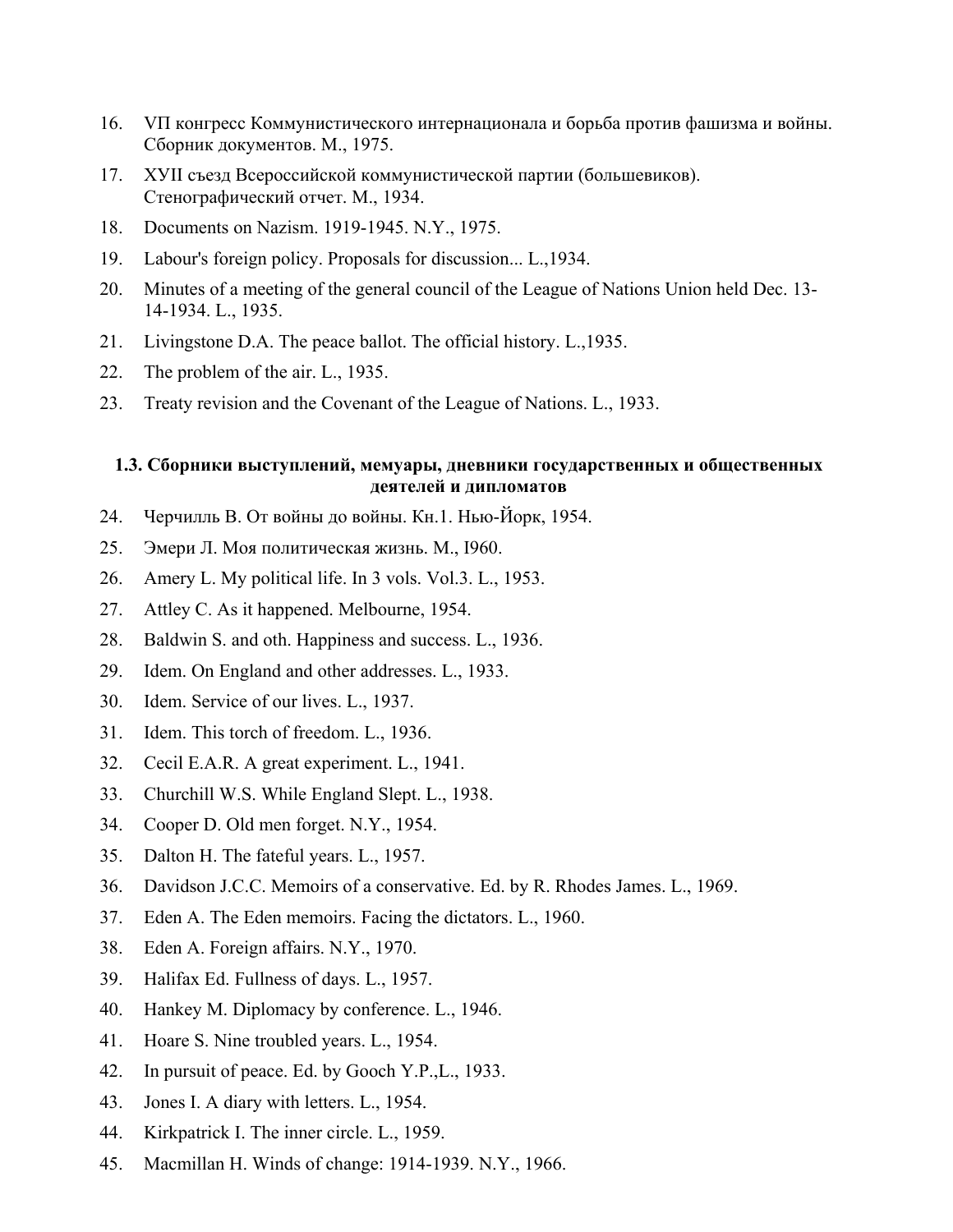16. VП конгресс Коммунистического интернационала и борьба против фашизма и войны. Сборник документов. М., 1975.
17. ХУII съезд Всероссийской коммунистической партии (большевиков). Стенографический отчет. М., 1934.
18. Documents on Nazism. 1919-1945. N.Y., 1975.
19. Labour's foreign policy. Proposals for discussion... L.,1934.
20. Minutes of a meeting of the general council of the League of Nations Union held Dec. 13-14-1934. L., 1935.
21. Livingstone D.A. The peace ballot. The official history. L.,1935.
22. The problem of the air. L., 1935.
23. Treaty revision and the Covenant of the League of Nations. L., 1933.

### 1.3. Сборники выступлений, мемуары, дневники государственных и общественных деятелей и дипломатов

24. Черчилль В. От войны до войны. Кн.1. Нью-Йорк, 1954.
25. Эмери Л. Моя политическая жизнь. М., I960.
26. Amery L. My political life. In 3 vols. Vol.3. L., 1953.
27. Attley C. As it happened. Melbourne, 1954.
28. Baldwin S. and oth. Happiness and success. L., 1936.
29. Idem. On England and other addresses. L., 1933.
30. Idem. Service of our lives. L., 1937.
31. Idem. This torch of freedom. L., 1936.
32. Cecil E.A.R. A great experiment. L., 1941.
33. Churchill W.S. While England Slept. L., 1938.
34. Cooper D. Old men forget. N.Y., 1954.
35. Dalton H. The fateful years. L., 1957.
36. Davidson J.C.C. Memoirs of a conservative. Ed. by R. Rhodes James. L., 1969.
37. Eden A. The Eden memoirs. Facing the dictators. L., 1960.
38. Eden A. Foreign affairs. N.Y., 1970.
39. Halifax Ed. Fullness of days. L., 1957.
40. Hankey M. Diplomacy by conference. L., 1946.
41. Hoare S. Nine troubled years. L., 1954.
42. In pursuit of peace. Ed. by Gooch Y.P.,L., 1933.
43. Jones I. A diary with letters. L., 1954.
44. Kirkpatrick I. The inner circle. L., 1959.
45. Macmillan H. Winds of change: 1914-1939. N.Y., 1966.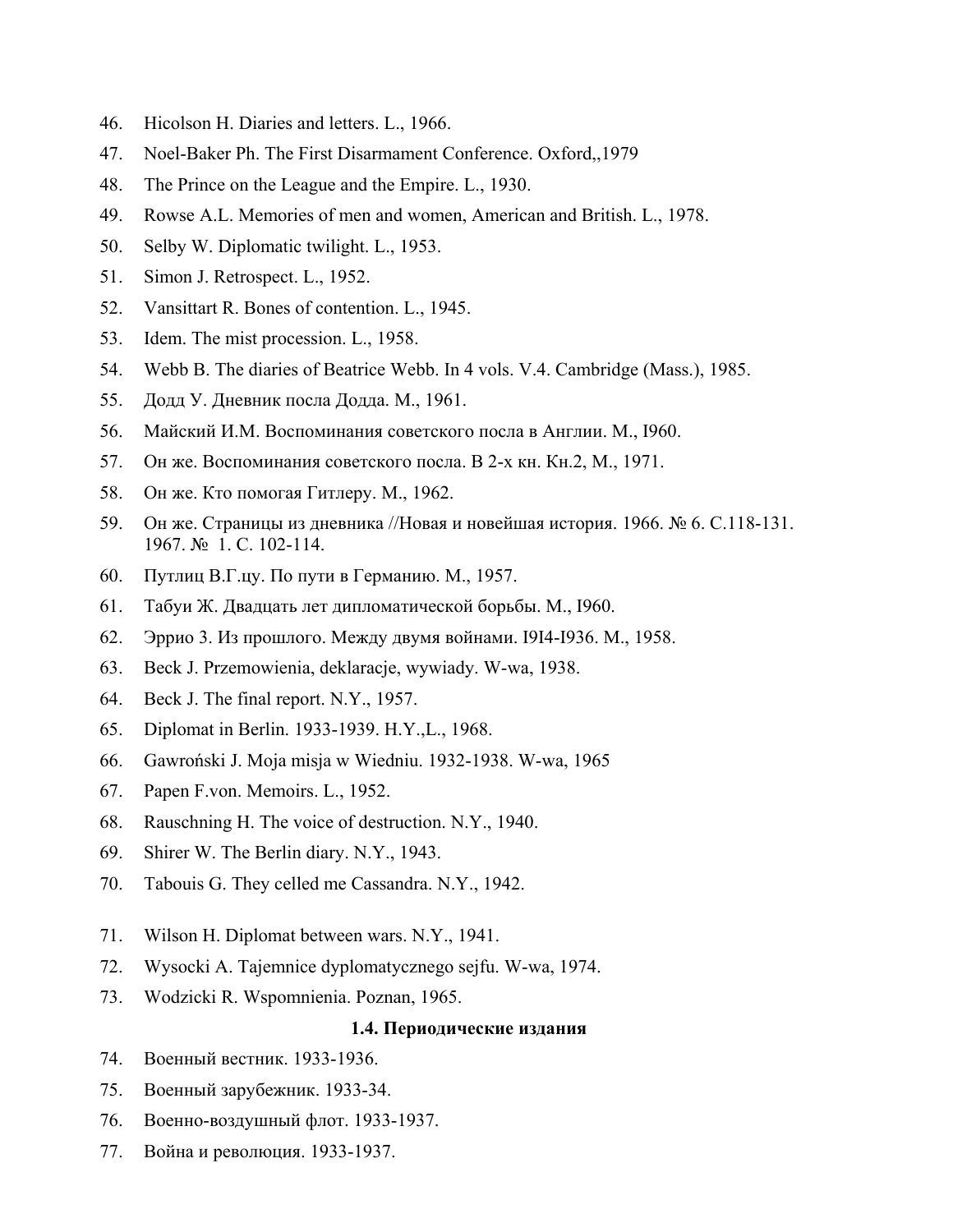46. Hicolson H. Diaries and letters. L., 1966.
47. Noel-Baker Ph. The First Disarmament Conference. Oxford,,1979
48. The Prince on the League and the Empire. L., 1930.
49. Rowse A.L. Memories of men and women, American and British. L., 1978.
50. Selby W. Diplomatic twilight. L., 1953.
51. Simon J. Retrospect. L., 1952.
52. Vansittart R. Bones of contention. L., 1945.
53. Idem. The mist procession. L., 1958.
54. Webb B. The diaries of Beatrice Webb. In 4 vols. V.4. Cambridge (Mass.), 1985.
55. Додд У. Дневник посла Додда. М., 1961.
56. Майский И.М. Воспоминания советского посла в Англии. М., I960.
57. Он же. Воспоминания советского посла. В 2-х кн. Кн.2, М., 1971.
58. Он же. Кто помогая Гитлеру. М., 1962.
59. Он же. Страницы из дневника //Новая и новейшая история. 1966. № 6. С.118-131. 1967. № 1. С. 102-114.
60. Путлиц В.Г.цу. По пути в Германию. М., 1957.
61. Табуи Ж. Двадцать лет дипломатической борьбы. М., I960.
62. Эррио 3. Из прошлого. Между двумя войнами. I9I4-I936. М., 1958.
63. Beck J. Przemowienia, deklaracje, wywiady. W-wa, 1938.
64. Beck J. The final report. N.Y., 1957.
65. Diplomat in Berlin. 1933-1939. H.Y.,L., 1968.
66. Gawroński J. Moja misja w Wiedniu. 1932-1938. W-wa, 1965
67. Papen F.von. Memoirs. L., 1952.
68. Rauschning H. The voice of destruction. N.Y., 1940.
69. Shirer W. The Berlin diary. N.Y., 1943.
70. Tabouis G. They celled me Cassandra. N.Y., 1942.
71. Wilson H. Diplomat between wars. N.Y., 1941.
72. Wysocki A. Tajemnice dyplomatycznego sejfu. W-wa, 1974.
73. Wodzicki R. Wspomnienia. Poznan, 1965.

### 1.4. Периодические издания

74. Военный вестник. 1933-1936.
75. Военный зарубежник. 1933-34.
76. Военно-воздушный флот. 1933-1937.
77. Война и революция. 1933-1937.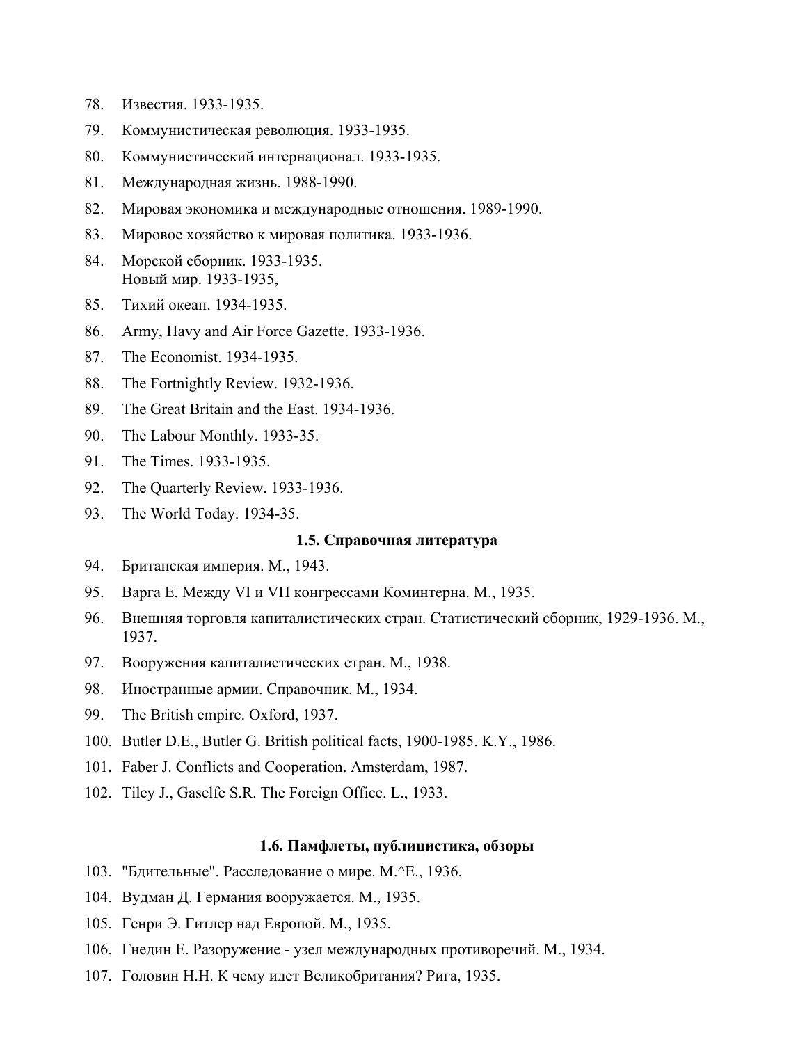78. Известия. 1933-1935.
79. Коммунистическая революция. 1933-1935.
80. Коммунистический интернационал. 1933-1935.
81. Международная жизнь. 1988-1990.
82. Мировая экономика и международные отношения. 1989-1990.
83. Мировое хозяйство к мировая политика. 1933-1936.
84. Морской сборник. 1933-1935.
    Новый мир. 1933-1935,
85. Тихий океан. 1934-1935.
86. Army, Havy and Air Force Gazette. 1933-1936.
87. The Economist. 1934-1935.
88. The Fortnightly Review. 1932-1936.
89. The Great Britain and the East. 1934-1936.
90. The Labour Monthly. 1933-35.
91. The Times. 1933-1935.
92. The Quarterly Review. 1933-1936.
93. The World Today. 1934-35.

### 1.5. Справочная литература

94. Британская империя. М., 1943.
95. Варга Е. Между VI и VП конгрессами Коминтерна. М., 1935.
96. Внешняя торговля капиталистических стран. Статистический сборник, 1929-1936. М., 1937.
97. Вооружения капиталистических стран. М., 1938.
98. Иностранные армии. Справочник. М., 1934.
99. The British empire. Oxford, 1937.
100. Butler D.E., Butler G. British political facts, 1900-1985. K.Y., 1986.
101. Faber J. Conflicts and Cooperation. Amsterdam, 1987.
102. Tiley J., Gaselfe S.R. The Foreign Office. L., 1933.

### 1.6. Памфлеты, публицистика, обзоры

103. "Бдительные". Расследование о мире. М.^Е., 1936.
104. Вудман Д. Германия вооружается. М., 1935.
105. Генри Э. Гитлер над Европой. М., 1935.
106. Гнедин Е. Разоружение - узел международных противоречий. М., 1934.
107. Головин Н.Н. К чему идет Великобритания? Рига, 1935.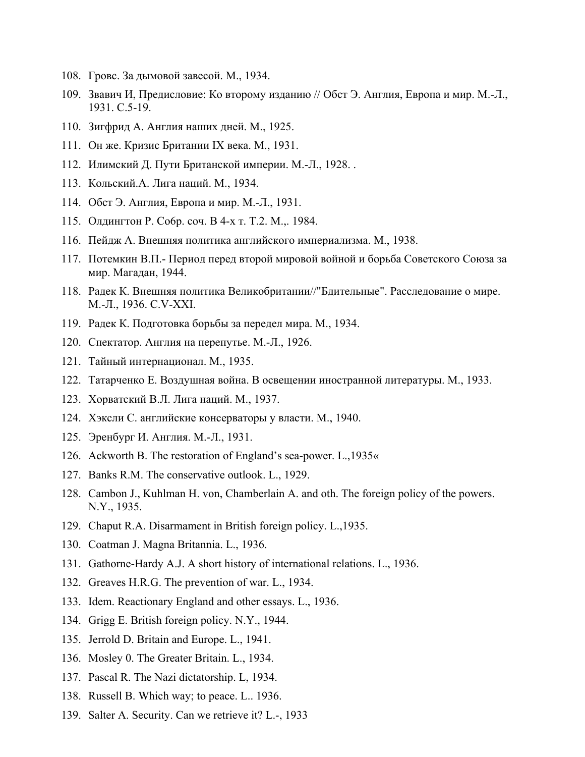108. Гровс. За дымовой завесой. М., 1934.
109. Звавич И, Предисловие: Ко второму изданию // Обст Э. Англия, Европа и мир. М.-Л., 1931. С.5-19.
110. Зигфрид А. Англия наших дней. М., 1925.
111. Он же. Кризис Британии IX века. М., 1931.
112. Илимский Д. Пути Британской империи. М.-Л., 1928. .
113. Кольский.А. Лига наций. М., 1934.
114. Обст Э. Англия, Европа и мир. М.-Л., 1931.
115. Олдингтон Р. Собр. соч. В 4-х т. Т.2. М.,. 1984.
116. Пейдж А. Внешняя политика английского империализма. М., 1938.
117. Потемкин В.П.- Период перед второй мировой войной и борьба Советского Союза за мир. Магадан, 1944.
118. Радек К. Внешняя политика Великобритании//"Бдительные". Расследование о мире. М.-Л., 1936. C.V-XXI.
119. Радек К. Подготовка борьбы за передел мира. М., 1934.
120. Спектатор. Англия на перепутье. М.-Л., 1926.
121. Тайный интернационал. М., 1935.
122. Татарченко Е. Воздушная война. В освещении иностранной литературы. М., 1933.
123. Хорватский В.Л. Лига наций. М., 1937.
124. Хэксли С. английские консерваторы у власти. М., 1940.
125. Эренбург И. Англия. М.-Л., 1931.
126. Ackworth B. The restoration of England's sea-power. L.,1935«
127. Banks R.M. The conservative outlook. L., 1929.
128. Cambon J., Kuhlman H. von, Chamberlain A. and oth. The foreign policy of the powers. N.Y., 1935.
129. Chaput R.A. Disarmament in British foreign policy. L.,1935.
130. Coatman J. Magna Britannia. L., 1936.
131. Gathorne-Hardy A.J. A short history of international relations. L., 1936.
132. Greaves H.R.G. The prevention of war. L., 1934.
133. Idem. Reactionary England and other essays. L., 1936.
134. Grigg E. British foreign policy. N.Y., 1944.
135. Jerrold D. Britain and Europe. L., 1941.
136. Mosley 0. The Greater Britain. L., 1934.
137. Pascal R. The Nazi dictatorship. L, 1934.
138. Russell B. Which way; to peace. L.. 1936.
139. Salter A. Security. Can we retrieve it? L.-, 1933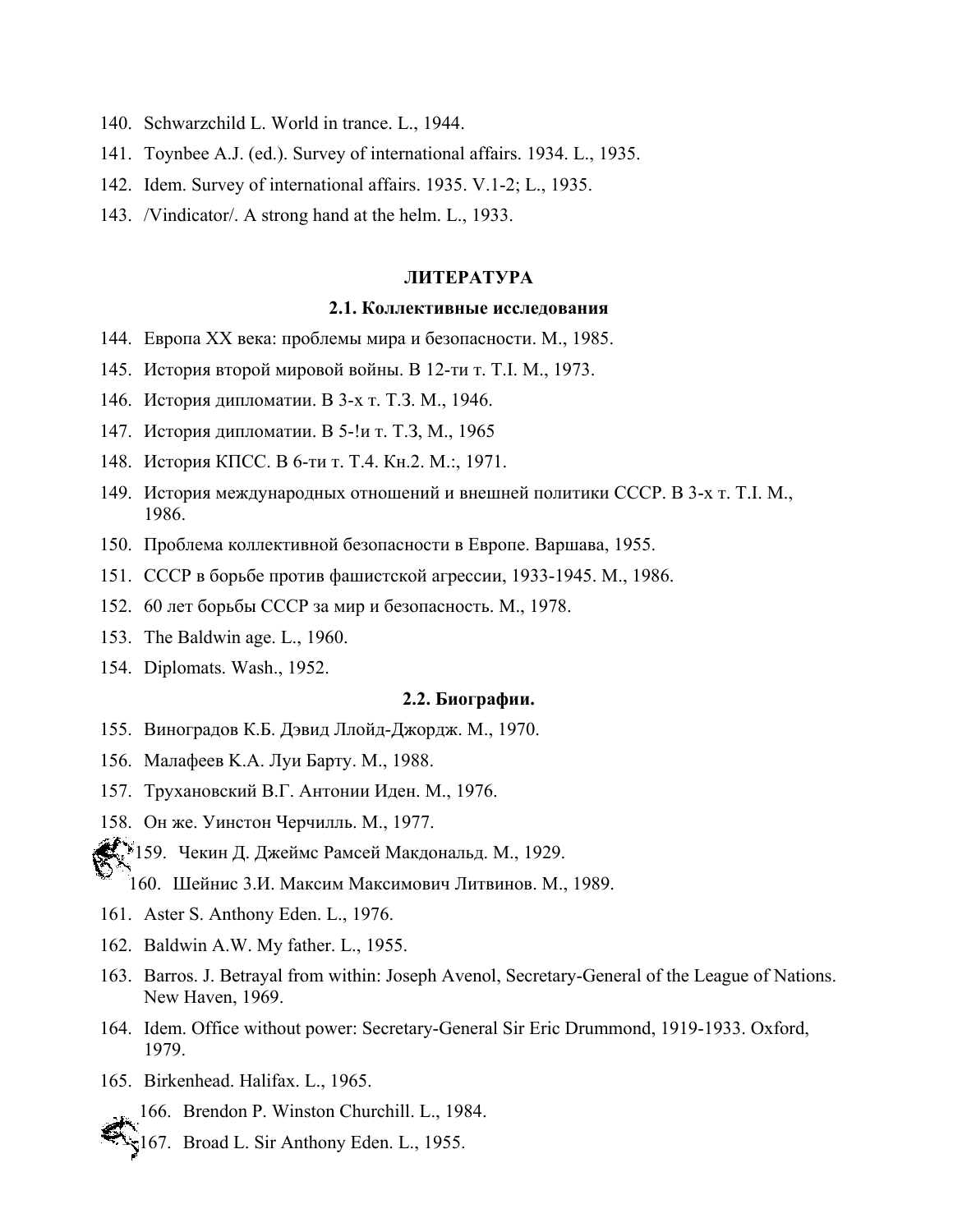140. Schwarzchild L. World in trance. L., 1944.
141. Toynbee A.J. (ed.). Survey of international affairs. 1934. L., 1935.
142. Idem. Survey of international affairs. 1935. V.1-2; L., 1935.
143. /Vindicator/. A strong hand at the helm. L., 1933.

## ЛИТЕРАТУРА

### 2.1. Коллективные исследования

144. Европа XX века: проблемы мира и безопасности. М., 1985.
145. История второй мировой войны. В 12-ти т. Т.I. М., 1973.
146. История дипломатии. В 3-х т. Т.3. М., 1946.
147. История дипломатии. В 5-!и т. Т.3, М., 1965
148. История КПСС. В 6-ти т. Т.4. Кн.2. М.:, 1971.
149. История международных отношений и внешней политики СССР. В 3-х т. Т.I. М., 1986.
150. Проблема коллективной безопасности в Европе. Варшава, 1955.
151. СССР в борьбе против фашистской агрессии, 1933-1945. М., 1986.
152. 60 лет борьбы СССР за мир и безопасность. М., 1978.
153. The Baldwin age. L., 1960.
154. Diplomats. Wash., 1952.

### 2.2. Биографии.

155. Виноградов К.Б. Дэвид Ллойд-Джордж. М., 1970.
156. Малафеев К.А. Луи Барту. М., 1988.
157. Трухановский В.Г. Антонии Иден. М., 1976.
158. Он же. Уинстон Черчилль. М., 1977.
159. Чекин Д. Джеймс Рамсей Макдональд. М., 1929.
160. Шейнис З.И. Максим Максимович Литвинов. М., 1989.
161. Aster S. Anthony Eden. L., 1976.
162. Baldwin A.W. My father. L., 1955.
163. Barros. J. Betrayal from within: Joseph Avenol, Secretary-General of the League of Nations. New Haven, 1969.
164. Idem. Office without power: Secretary-General Sir Eric Drummond, 1919-1933. Oxford, 1979.
165. Birkenhead. Halifax. L., 1965.
166. Brendon P. Winston Churchill. L., 1984.
167. Broad L. Sir Anthony Eden. L., 1955.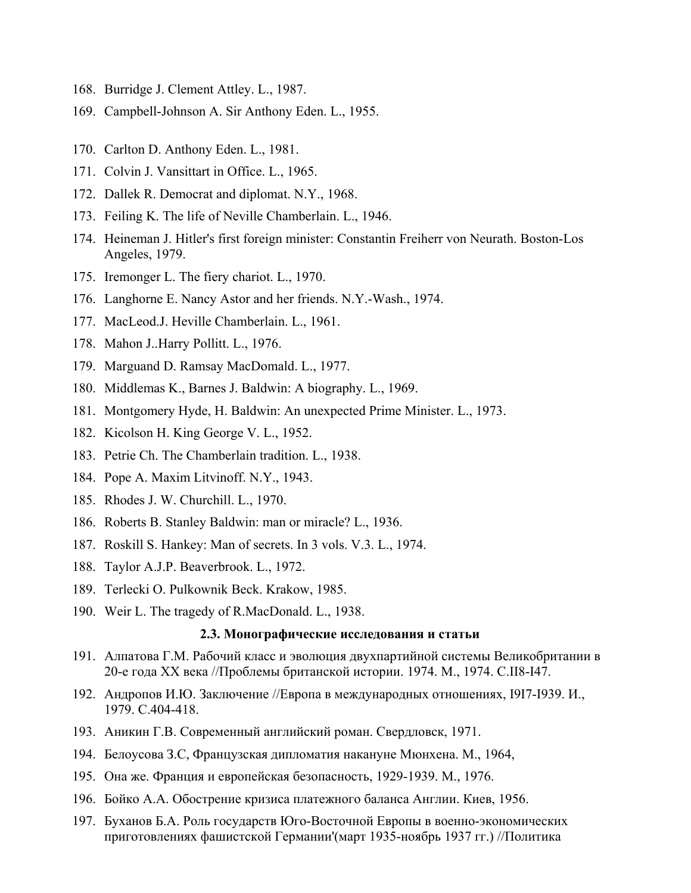168. Burridge J. Clement Attley. L., 1987.
169. Campbell-Johnson A. Sir Anthony Eden. L., 1955.
170. Carlton D. Anthony Eden. L., 1981.
171. Colvin J. Vansittart in Office. L., 1965.
172. Dallek R. Democrat and diplomat. N.Y., 1968.
173. Feiling K. The life of Neville Chamberlain. L., 1946.
174. Heineman J. Hitler's first foreign minister: Constantin Freiherr von Neurath. Boston-Los Angeles, 1979.
175. Iremonger L. The fiery chariot. L., 1970.
176. Langhorne E. Nancy Astor and her friends. N.Y.-Wash., 1974.
177. MacLeod.J. Heville Chamberlain. L., 1961.
178. Mahon J..Harry Pollitt. L., 1976.
179. Marguand D. Ramsay MacDomald. L., 1977.
180. Middlemas K., Barnes J. Baldwin: A biography. L., 1969.
181. Montgomery Hyde, H. Baldwin: An unexpected Prime Minister. L., 1973.
182. Kicolson H. King George V. L., 1952.
183. Petrie Ch. The Chamberlain tradition. L., 1938.
184. Pope A. Maxim Litvinoff. N.Y., 1943.
185. Rhodes J. W. Churchill. L., 1970.
186. Roberts B. Stanley Baldwin: man or miracle? L., 1936.
187. Roskill S. Hankey: Man of secrets. In 3 vols. V.3. L., 1974.
188. Taylor A.J.P. Beaverbrook. L., 1972.
189. Terlecki O. Pulkownik Beck. Krakow, 1985.
190. Weir L. The tragedy of R.MacDonald. L., 1938.

### 2.3. Монографические исследования и статьи

191. Алпатова Г.М. Рабочий класс и эволюция двухпартийной системы Великобритании в 20-е года XX века //Проблемы британской истории. 1974. М., 1974. С.II8-I47.
192. Андропов И.Ю. Заключение //Европа в международных отношениях, I9I7-I939. И., 1979. С.404-418.
193. Аникин Г.В. Современный английский роман. Свердловск, 1971.
194. Белоусова З.С, Французская дипломатия накануне Мюнхена. М., 1964,
195. Она же. Франция и европейская безопасность, 1929-1939. М., 1976.
196. Бойко А.А. Обострение кризиса платежного баланса Англии. Киев, 1956.
197. Буханов Б.А. Роль государств Юго-Восточной Европы в военно-экономических приготовлениях фашистской Германии'(март 1935-ноябрь 1937 гг.) //Политика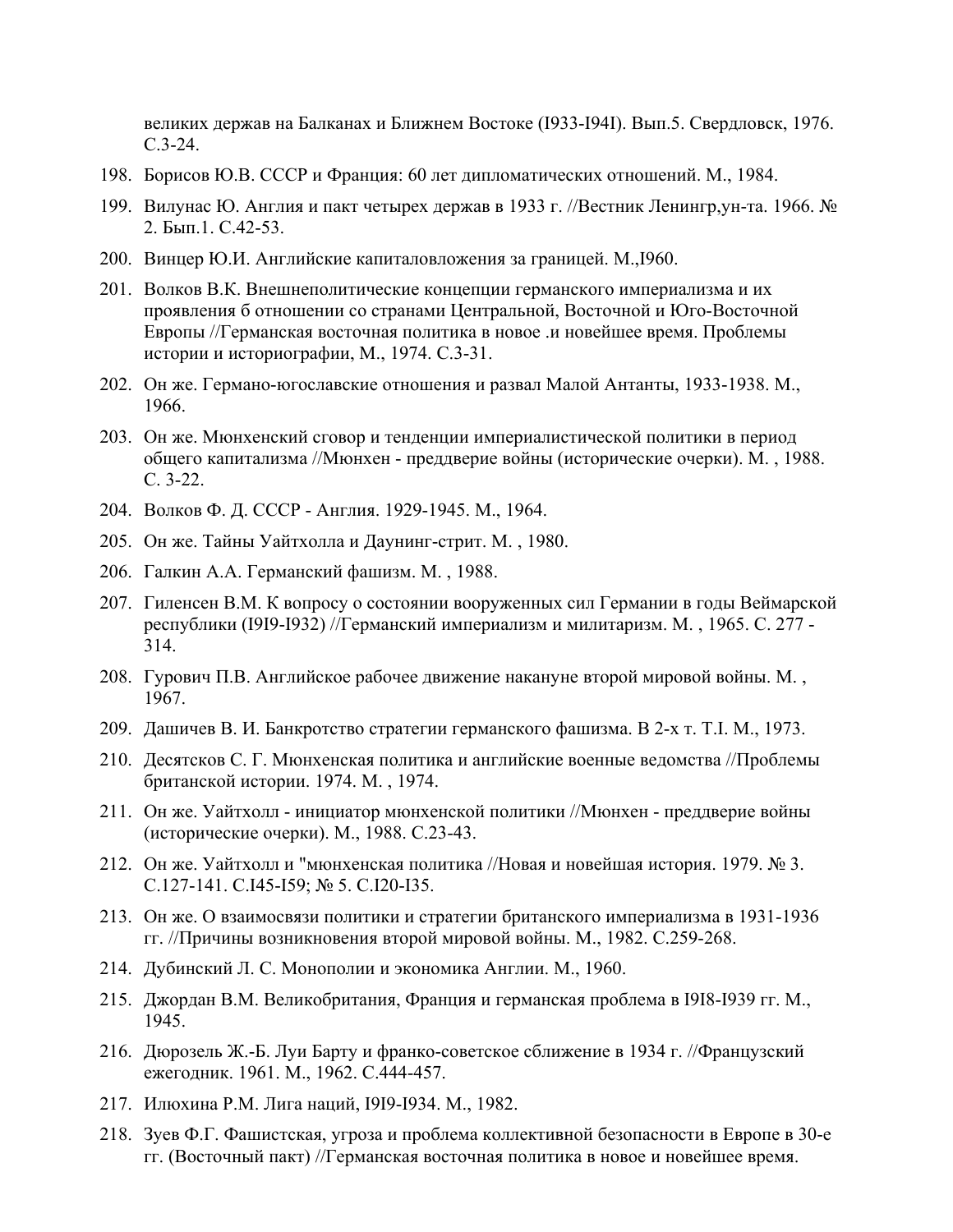великих держав на Балканах и Ближнем Востоке (I933-I94I). Вып.5. Свердловск, 1976. С.3-24.

198. Борисов Ю.В. СССР и Франция: 60 лет дипломатических отношений. М., 1984.
199. Вилунас Ю. Англия и пакт четырех держав в 1933 г. //Вестник Ленингр,ун-та. 1966. № 2. Бып.1. С.42-53.
200. Винцер Ю.И. Английские капиталовложения за границей. М.,I960.
201. Волков В.К. Внешнеполитические концепции германского империализма и их проявления б отношении со странами Центральной, Восточной и Юго-Восточной Европы //Германская восточная политика в новое .и новейшее время. Проблемы истории и историографии, М., 1974. С.3-31.
202. Он же. Германо-югославские отношения и развал Малой Антанты, 1933-1938. М., 1966.
203. Он же. Мюнхенский сговор и тенденции империалистической политики в период общего капитализма //Мюнхен - преддверие войны (исторические очерки). М. , 1988. С. 3-22.
204. Волков Ф. Д. СССР - Англия. 1929-1945. М., 1964.
205. Он же. Тайны Уайтхолла и Даунинг-стрит. М. , 1980.
206. Галкин А.А. Германский фашизм. М. , 1988.
207. Гиленсен В.М. К вопросу о состоянии вооруженных сил Германии в годы Веймарской республики (I9I9-I932) //Германский империализм и милитаризм. М. , 1965. С. 277 - 314.
208. Гурович П.В. Английское рабочее движение накануне второй мировой войны. М. , 1967.
209. Дашичев В. И. Банкротство стратегии германского фашизма. В 2-х т. Т.I. М., 1973.
210. Десятсков С. Г. Мюнхенская политика и английские военные ведомства //Проблемы британской истории. 1974. М. , 1974.
211. Он же. Уайтхолл - инициатор мюнхенской политики //Мюнхен - преддверие войны (исторические очерки). М., 1988. С.23-43.
212. Он же. Уайтхолл и "мюнхенская политика //Новая и новейшая история. 1979. № 3. С.127-141. С.I45-I59; № 5. С.I20-I35.
213. Он же. О взаимосвязи политики и стратегии британского империализма в 1931-1936 гг. //Причины возникновения второй мировой войны. М., 1982. С.259-268.
214. Дубинский Л. С. Монополии и экономика Англии. М., 1960.
215. Джордан В.М. Великобритания, Франция и германская проблема в I9I8-1939 гг. М., 1945.
216. Дюрозель Ж.-Б. Луи Барту и франко-советское сближение в 1934 г. //Французский ежегодник. 1961. М., 1962. С.444-457.
217. Илюхина Р.М. Лига наций, I9I9-I934. М., 1982.
218. Зуев Ф.Г. Фашистская, угроза и проблема коллективной безопасности в Европе в 30-е гг. (Восточный пакт) //Германская восточная политика в новое и новейшее время.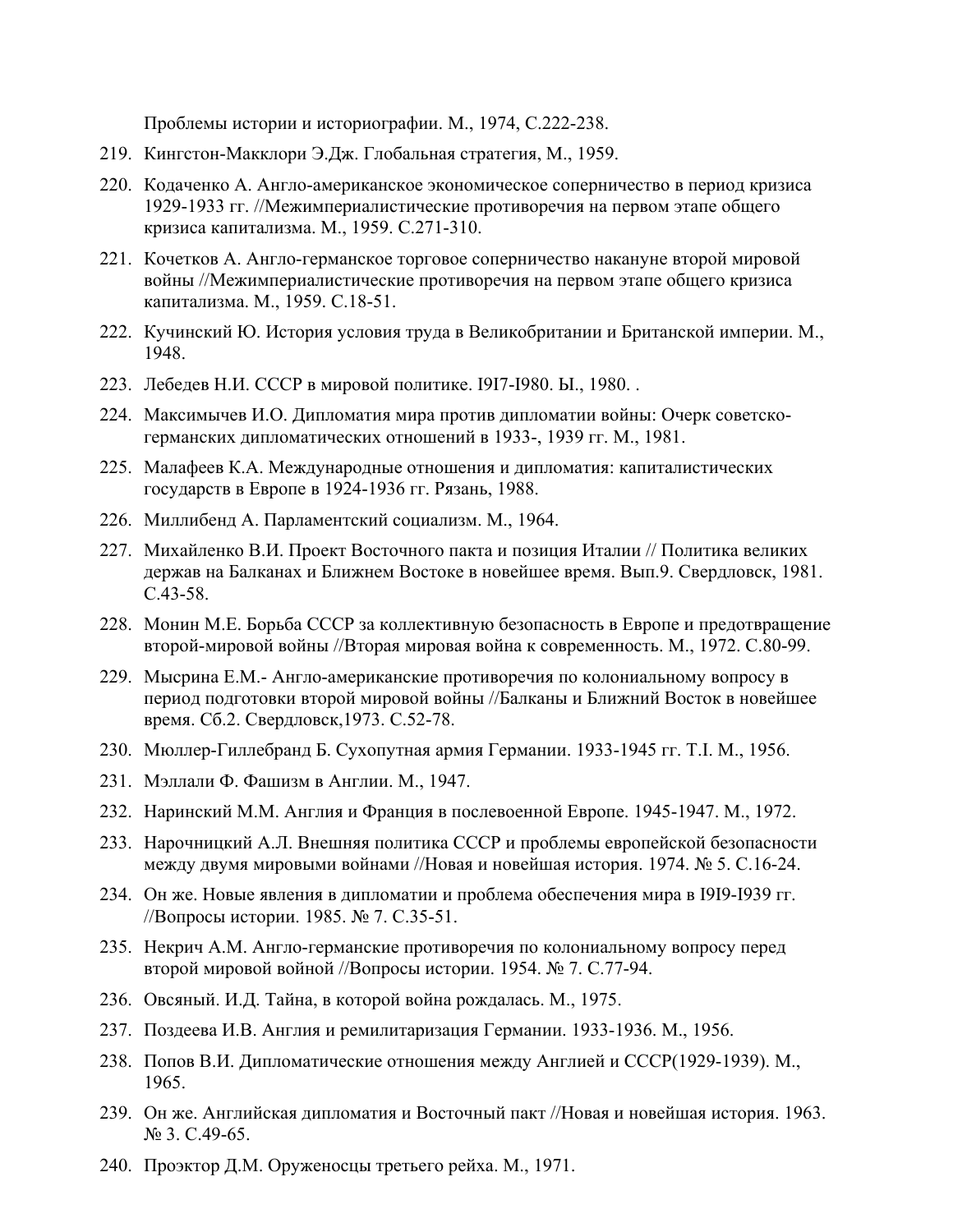Проблемы истории и историографии. М., 1974, С.222-238.

219. Кингстон-Макклори Э.Дж. Глобальная стратегия, М., 1959.
220. Кодаченко А. Англо-американское экономическое соперничество в период кризиса 1929-1933 гг. //Межимпериалистические противоречия на первом этапе общего кризиса капитализма. М., 1959. С.271-310.
221. Кочетков А. Англо-германское торговое соперничество накануне второй мировой войны //Межимпериалистические противоречия на первом этапе общего кризиса капитализма. М., 1959. С.18-51.
222. Кучинский Ю. История условия труда в Великобритании и Британской империи. М., 1948.
223. Лебедев Н.И. СССР в мировой политике. I9I7-I980. Ы., 1980. .
224. Максимычев И.О. Дипломатия мира против дипломатии войны: Очерк советско-германских дипломатических отношений в 1933-, 1939 гг. М., 1981.
225. Малафеев К.А. Международные отношения и дипломатия: капиталистических государств в Европе в 1924-1936 гг. Рязань, 1988.
226. Миллибенд А. Парламентский социализм. М., 1964.
227. Михайленко В.И. Проект Восточного пакта и позиция Италии // Политика великих держав на Балканах и Ближнем Востоке в новейшее время. Вып.9. Свердловск, 1981. С.43-58.
228. Монин М.Е. Борьба СССР за коллективную безопасность в Европе и предотвращение второй-мировой войны //Вторая мировая война к современность. М., 1972. С.80-99.
229. Мысрина Е.М.- Англо-американские противоречия по колониальному вопросу в период подготовки второй мировой войны //Балканы и Ближний Восток в новейшее время. Сб.2. Свердловск,1973. С.52-78.
230. Мюллер-Гиллебранд Б. Сухопутная армия Германии. 1933-1945 гг. Т.I. М., 1956.
231. Мэллали Ф. Фашизм в Англии. М., 1947.
232. Наринский М.М. Англия и Франция в послевоенной Европе. 1945-1947. М., 1972.
233. Нарочницкий А.Л. Внешняя политика СССР и проблемы европейской безопасности между двумя мировыми войнами //Новая и новейшая история. 1974. № 5. С.16-24.
234. Он же. Новые явления в дипломатии и проблема обеспечения мира в I9I9-I939 гг. //Вопросы истории. 1985. № 7. С.35-51.
235. Некрич А.М. Англо-германские противоречия по колониальному вопросу перед второй мировой войной //Вопросы истории. 1954. № 7. С.77-94.
236. Овсяный. И.Д. Тайна, в которой война рождалась. М., 1975.
237. Поздеева И.В. Англия и ремилитаризация Германии. 1933-1936. М., 1956.
238. Попов В.И. Дипломатические отношения между Англией и СССР(1929-1939). М., 1965.
239. Он же. Английская дипломатия и Восточный пакт //Новая и новейшая история. 1963. № 3. С.49-65.
240. Проэктор Д.М. Оруженосцы третьего рейха. М., 1971.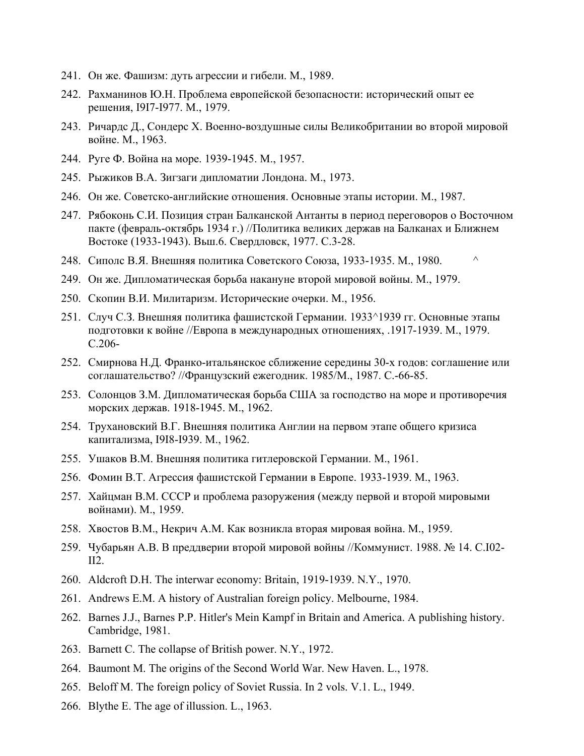241. Он же. Фашизм: дуть агрессии и гибели. М., 1989.
242. Рахманинов Ю.Н. Проблема европейской безопасности: исторический опыт ее решения, I9I7-I977. М., 1979.
243. Ричардс Д., Сондерс X. Военно-воздушные силы Великобритании во второй мировой войне. М., 1963.
244. Руге Ф. Война на море. 1939-1945. М., 1957.
245. Рыжиков В.А. Зигзаги дипломатии Лондона. М., 1973.
246. Он же. Советско-английские отношения. Основные этапы истории. М., 1987.
247. Рябоконь С.И. Позиция стран Балканской Антанты в период переговоров о Восточном пакте (февраль-октябрь 1934 г.) //Политика великих держав на Балканах и Ближнем Востоке (1933-1943). Вып.6. Свердловск, 1977. С.3-28.
248. Сиполс В.Я. Внешняя политика Советского Союза, 1933-1935. М., 1980. ^
249. Он же. Дипломатическая борьба накануне второй мировой войны. М., 1979.
250. Скопин В.И. Милитаризм. Исторические очерки. М., 1956.
251. Случ С.З. Внешняя политика фашистской Германии. 1933^1939 гг. Основные этапы подготовки к войне //Европа в международных отношениях, .1917-1939. М., 1979. С.206-
252. Смирнова Н.Д. Франко-итальянское сближение середины 30-х годов: соглашение или соглашательство? //Французский ежегодник. 1985/М., 1987. С.-66-85.
253. Солонцов З.М. Дипломатическая борьба США за господство на море и противоречия морских держав. 1918-1945. М., 1962.
254. Трухановский В.Г. Внешняя политика Англии на первом этапе общего кризиса капитализма, I9I8-I939. М., 1962.
255. Ушаков В.М. Внешняя политика гитлеровской Германии. М., 1961.
256. Фомин В.Т. Агрессия фашистской Германии в Европе. 1933-1939. М., 1963.
257. Хайцман В.М. СССР и проблема разоружения (между первой и второй мировыми войнами). М., 1959.
258. Хвостов В.М., Некрич А.М. Как возникла вторая мировая война. М., 1959.
259. Чубарьян А.В. В преддверии второй мировой войны //Коммунист. 1988. № 14. С.I02-II2.
260. Aldcroft D.H. The interwar economy: Britain, 1919-1939. N.Y., 1970.
261. Andrews E.M. A history of Australian foreign policy. Melbourne, 1984.
262. Barnes J.J., Barnes P.P. Hitler's Mein Kampf in Britain and America. A publishing history. Cambridge, 1981.
263. Barnett C. The collapse of British power. N.Y., 1972.
264. Baumont M. The origins of the Second World War. New Haven. L., 1978.
265. Beloff M. The foreign policy of Soviet Russia. In 2 vols. V.1. L., 1949.
266. Blythe E. The age of illusion. L., 1963.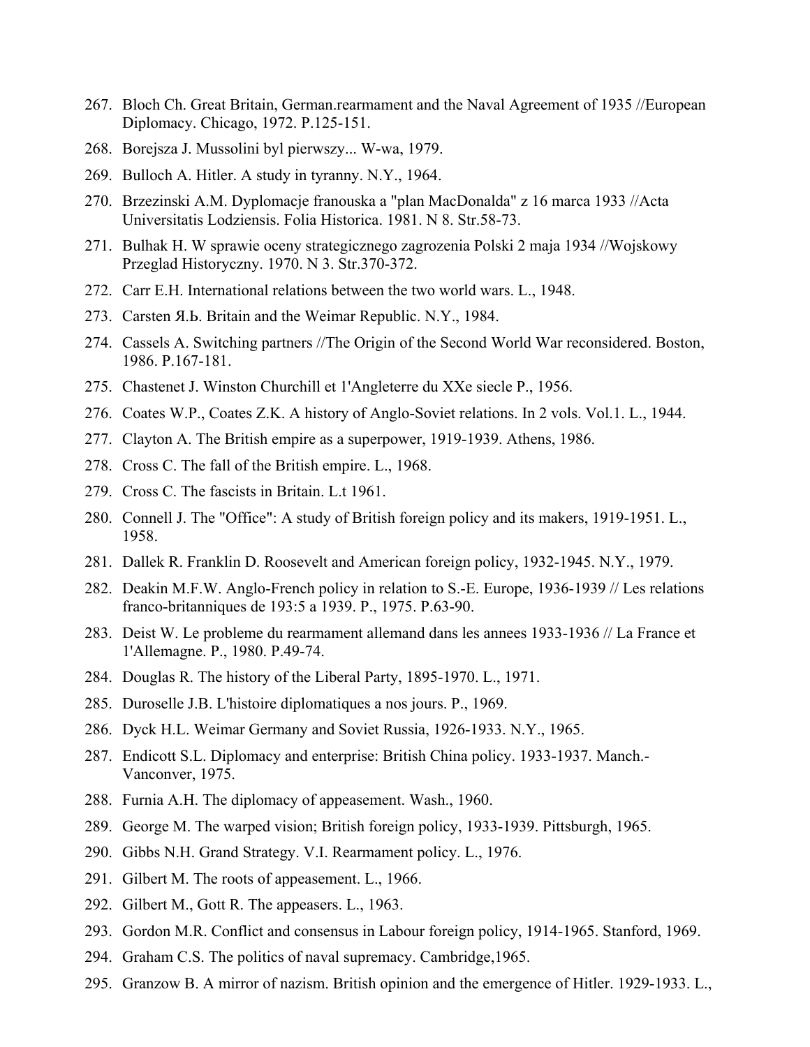267. Bloch Ch. Great Britain, German.rearmament and the Naval Agreement of 1935 //European Diplomacy. Chicago, 1972. P.125-151.
268. Borejsza J. Mussolini byl pierwszy... W-wa, 1979.
269. Bulloch A. Hitler. A study in tyranny. N.Y., 1964.
270. Brzezinski A.M. Dyplomacje franouska a "plan MacDonalda" z 16 marca 1933 //Acta Universitatis Lodziensis. Folia Historica. 1981. N 8. Str.58-73.
271. Bulhak H. W sprawie oceny strategicznego zagrozenia Polski 2 maja 1934 //Wojskowy Przeglad Historyczny. 1970. N 3. Str.370-372.
272. Carr E.H. International relations between the two world wars. L., 1948.
273. Carsten Я.Ь. Britain and the Weimar Republic. N.Y., 1984.
274. Cassels A. Switching partners //The Origin of the Second World War reconsidered. Boston, 1986. P.167-181.
275. Chastenet J. Winston Churchill et 1'Angleterre du XXe siecle P., 1956.
276. Coates W.P., Coates Z.K. A history of Anglo-Soviet relations. In 2 vols. Vol.1. L., 1944.
277. Clayton A. The British empire as a superpower, 1919-1939. Athens, 1986.
278. Cross C. The fall of the British empire. L., 1968.
279. Cross C. The fascists in Britain. L.t 1961.
280. Connell J. The "Office": A study of British foreign policy and its makers, 1919-1951. L., 1958.
281. Dallek R. Franklin D. Roosevelt and American foreign policy, 1932-1945. N.Y., 1979.
282. Deakin M.F.W. Anglo-French policy in relation to S.-E. Europe, 1936-1939 // Les relations franco-britanniques de 193:5 a 1939. P., 1975. P.63-90.
283. Deist W. Le probleme du rearmament allemand dans les annees 1933-1936 // La France et 1'Allemagne. P., 1980. P.49-74.
284. Douglas R. The history of the Liberal Party, 1895-1970. L., 1971.
285. Duroselle J.B. L'histoire diplomatiques a nos jours. P., 1969.
286. Dyck H.L. Weimar Germany and Soviet Russia, 1926-1933. N.Y., 1965.
287. Endicott S.L. Diplomacy and enterprise: British China policy. 1933-1937. Manch.-Vanconver, 1975.
288. Furnia A.H. The diplomacy of appeasement. Wash., 1960.
289. George M. The warped vision; British foreign policy, 1933-1939. Pittsburgh, 1965.
290. Gibbs N.H. Grand Strategy. V.I. Rearmament policy. L., 1976.
291. Gilbert M. The roots of appeasement. L., 1966.
292. Gilbert M., Gott R. The appeasers. L., 1963.
293. Gordon M.R. Conflict and consensus in Labour foreign policy, 1914-1965. Stanford, 1969.
294. Graham C.S. The politics of naval supremacy. Cambridge,1965.
295. Granzow B. A mirror of nazism. British opinion and the emergence of Hitler. 1929-1933. L.,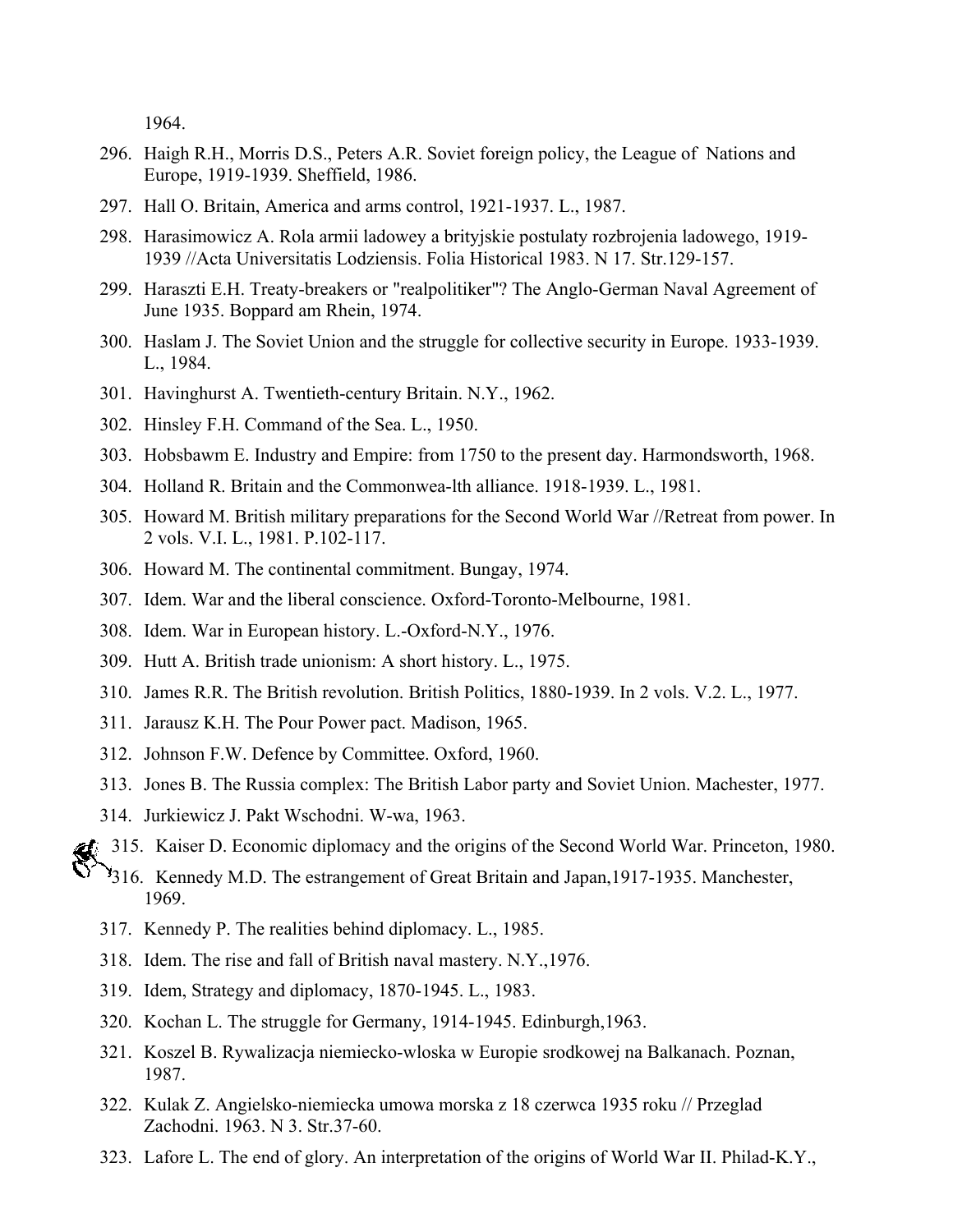1964.

296. Haigh R.H., Morris D.S., Peters A.R. Soviet foreign policy, the League of Nations and Europe, 1919-1939. Sheffield, 1986.
297. Hall O. Britain, America and arms control, 1921-1937. L., 1987.
298. Harasimowicz A. Rola armii ladowey a brityjskie postulaty rozbrojenia ladowego, 1919-1939 //Acta Universitatis Lodziensis. Folia Historical 1983. N 17. Str.129-157.
299. Haraszti E.H. Treaty-breakers or "realpolitiker"? The Anglo-German Naval Agreement of June 1935. Boppard am Rhein, 1974.
300. Haslam J. The Soviet Union and the struggle for collective security in Europe. 1933-1939. L., 1984.
301. Havinghurst A. Twentieth-century Britain. N.Y., 1962.
302. Hinsley F.H. Command of the Sea. L., 1950.
303. Hobsbawm E. Industry and Empire: from 1750 to the present day. Harmondsworth, 1968.
304. Holland R. Britain and the Commonwea-lth alliance. 1918-1939. L., 1981.
305. Howard M. British military preparations for the Second World War //Retreat from power. In 2 vols. V.I. L., 1981. P.102-117.
306. Howard M. The continental commitment. Bungay, 1974.
307. Idem. War and the liberal conscience. Oxford-Toronto-Melbourne, 1981.
308. Idem. War in European history. L.-Oxford-N.Y., 1976.
309. Hutt A. British trade unionism: A short history. L., 1975.
310. James R.R. The British revolution. British Politics, 1880-1939. In 2 vols. V.2. L., 1977.
311. Jarausz K.H. The Pour Power pact. Madison, 1965.
312. Johnson F.W. Defence by Committee. Oxford, 1960.
313. Jones B. The Russia complex: The British Labor party and Soviet Union. Machester, 1977.
314. Jurkiewicz J. Pakt Wschodni. W-wa, 1963.
315. Kaiser D. Economic diplomacy and the origins of the Second World War. Princeton, 1980.
316. Kennedy M.D. The estrangement of Great Britain and Japan,1917-1935. Manchester, 1969.
317. Kennedy P. The realities behind diplomacy. L., 1985.
318. Idem. The rise and fall of British naval mastery. N.Y.,1976.
319. Idem, Strategy and diplomacy, 1870-1945. L., 1983.
320. Kochan L. The struggle for Germany, 1914-1945. Edinburgh,1963.
321. Koszel B. Rywalizacja niemiecko-wloska w Europie srodkowej na Balkanach. Poznan, 1987.
322. Kulak Z. Angielsko-niemiecka umowa morska z 18 czerwca 1935 roku // Przeglad Zachodni. 1963. N 3. Str.37-60.
323. Lafore L. The end of glory. An interpretation of the origins of World War II. Philad-K.Y.,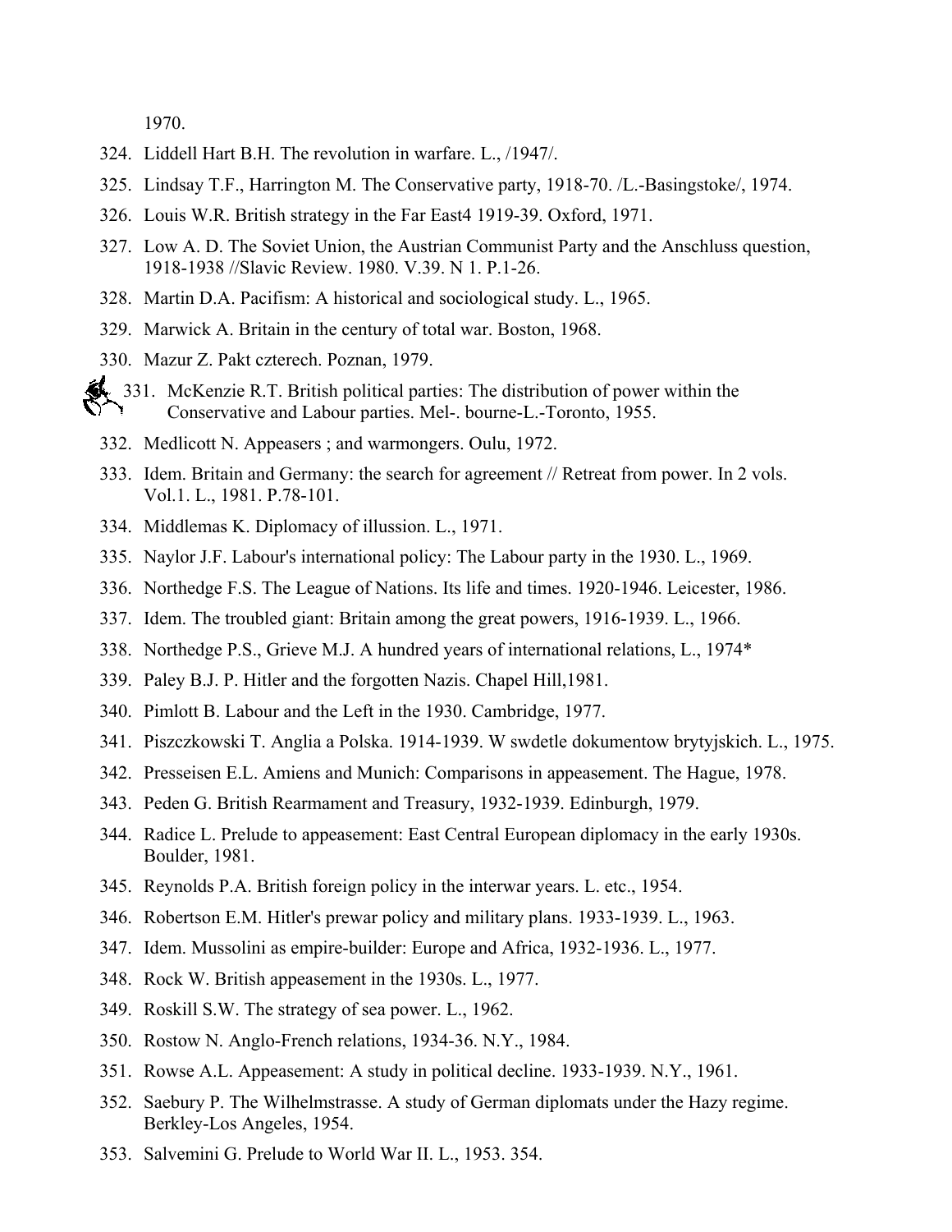1970.

324. Liddell Hart B.H. The revolution in warfare. L., /1947/.
325. Lindsay T.F., Harrington M. The Conservative party, 1918-70. /L.-Basingstoke/, 1974.
326. Louis W.R. British strategy in the Far East4 1919-39. Oxford, 1971.
327. Low A. D. The Soviet Union, the Austrian Communist Party and the Anschluss question, 1918-1938 //Slavic Review. 1980. V.39. N 1. P.1-26.
328. Martin D.A. Pacifism: A historical and sociological study. L., 1965.
329. Marwick A. Britain in the century of total war. Boston, 1968.
330. Mazur Z. Pakt czterech. Poznan, 1979.
331. McKenzie R.T. British political parties: The distribution of power within the Conservative and Labour parties. Mel-. bourne-L.-Toronto, 1955.
332. Medlicott N. Appeasers ; and warmongers. Oulu, 1972.
333. Idem. Britain and Germany: the search for agreement // Retreat from power. In 2 vols. Vol.1. L., 1981. P.78-101.
334. Middlemas K. Diplomacy of illusion. L., 1971.
335. Naylor J.F. Labour's international policy: The Labour party in the 1930. L., 1969.
336. Northedge F.S. The League of Nations. Its life and times. 1920-1946. Leicester, 1986.
337. Idem. The troubled giant: Britain among the great powers, 1916-1939. L., 1966.
338. Northedge P.S., Grieve M.J. A hundred years of international relations, L., 1974*
339. Paley B.J. P. Hitler and the forgotten Nazis. Chapel Hill,1981.
340. Pimlott B. Labour and the Left in the 1930. Cambridge, 1977.
341. Piszczkowski T. Anglia a Polska. 1914-1939. W swdetle dokumentow brytyjskich. L., 1975.
342. Presseisen E.L. Amiens and Munich: Comparisons in appeasement. The Hague, 1978.
343. Peden G. British Rearmament and Treasury, 1932-1939. Edinburgh, 1979.
344. Radice L. Prelude to appeasement: East Central European diplomacy in the early 1930s. Boulder, 1981.
345. Reynolds P.A. British foreign policy in the interwar years. L. etc., 1954.
346. Robertson E.M. Hitler's prewar policy and military plans. 1933-1939. L., 1963.
347. Idem. Mussolini as empire-builder: Europe and Africa, 1932-1936. L., 1977.
348. Rock W. British appeasement in the 1930s. L., 1977.
349. Roskill S.W. The strategy of sea power. L., 1962.
350. Rostow N. Anglo-French relations, 1934-36. N.Y., 1984.
351. Rowse A.L. Appeasement: A study in political decline. 1933-1939. N.Y., 1961.
352. Saebury P. The Wilhelmstrasse. A study of German diplomats under the Hazy regime. Berkley-Los Angeles, 1954.
353. Salvemini G. Prelude to World War II. L., 1953. 354.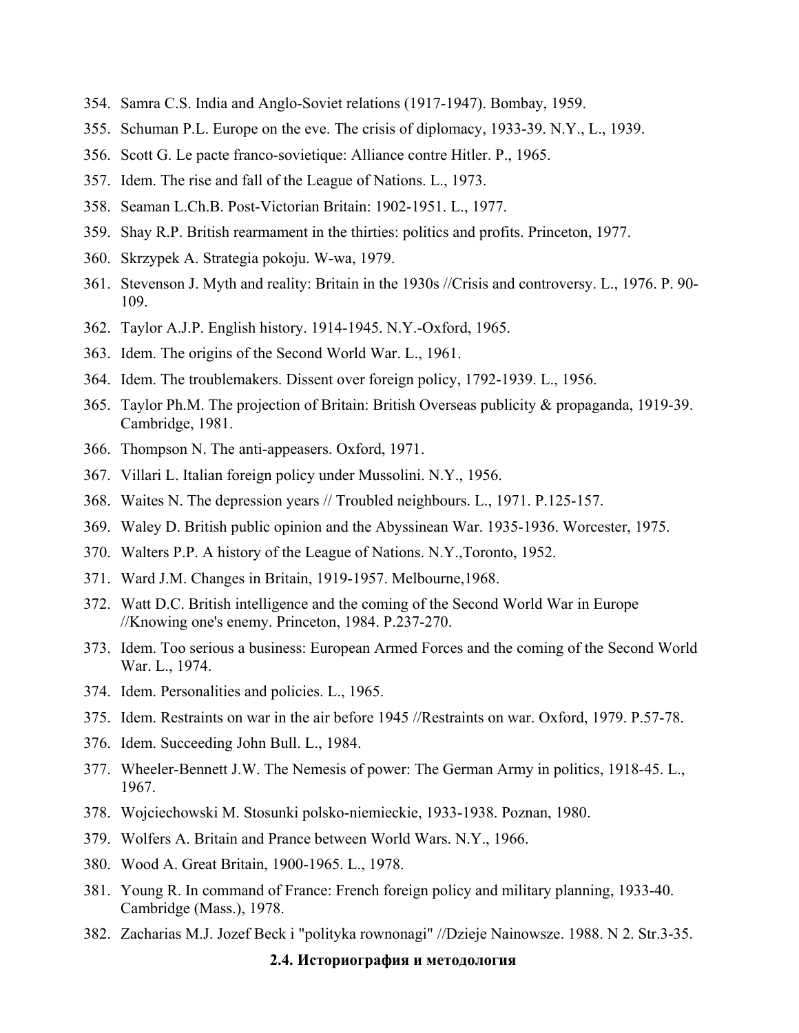354. Samra C.S. India and Anglo-Soviet relations (1917-1947). Bombay, 1959.
355. Schuman P.L. Europe on the eve. The crisis of diplomacy, 1933-39. N.Y., L., 1939.
356. Scott G. Le pacte franco-sovietique: Alliance contre Hitler. P., 1965.
357. Idem. The rise and fall of the League of Nations. L., 1973.
358. Seaman L.Ch.B. Post-Victorian Britain: 1902-1951. L., 1977.
359. Shay R.P. British rearmament in the thirties: politics and profits. Princeton, 1977.
360. Skrzypek A. Strategia pokoju. W-wa, 1979.
361. Stevenson J. Myth and reality: Britain in the 1930s //Crisis and controversy. L., 1976. P. 90-109.
362. Taylor A.J.P. English history. 1914-1945. N.Y.-Oxford, 1965.
363. Idem. The origins of the Second World War. L., 1961.
364. Idem. The troublemakers. Dissent over foreign policy, 1792-1939. L., 1956.
365. Taylor Ph.M. The projection of Britain: British Overseas publicity & propaganda, 1919-39. Cambridge, 1981.
366. Thompson N. The anti-appeasers. Oxford, 1971.
367. Villari L. Italian foreign policy under Mussolini. N.Y., 1956.
368. Waites N. The depression years // Troubled neighbours. L., 1971. P.125-157.
369. Waley D. British public opinion and the Abyssinean War. 1935-1936. Worcester, 1975.
370. Walters P.P. A history of the League of Nations. N.Y.,Toronto, 1952.
371. Ward J.M. Changes in Britain, 1919-1957. Melbourne,1968.
372. Watt D.C. British intelligence and the coming of the Second World War in Europe //Knowing one's enemy. Princeton, 1984. P.237-270.
373. Idem. Too serious a business: European Armed Forces and the coming of the Second World War. L., 1974.
374. Idem. Personalities and policies. L., 1965.
375. Idem. Restraints on war in the air before 1945 //Restraints on war. Oxford, 1979. P.57-78.
376. Idem. Succeeding John Bull. L., 1984.
377. Wheeler-Bennett J.W. The Nemesis of power: The German Army in politics, 1918-45. L., 1967.
378. Wojciechowski M. Stosunki polsko-niemieckie, 1933-1938. Poznan, 1980.
379. Wolfers A. Britain and Prance between World Wars. N.Y., 1966.
380. Wood A. Great Britain, 1900-1965. L., 1978.
381. Young R. In command of France: French foreign policy and military planning, 1933-40. Cambridge (Mass.), 1978.
382. Zacharias M.J. Jozef Beck i "polityka rownonagi" //Dzieje Nainowsze. 1988. N 2. Str.3-35.

### 2.4. Историография и методология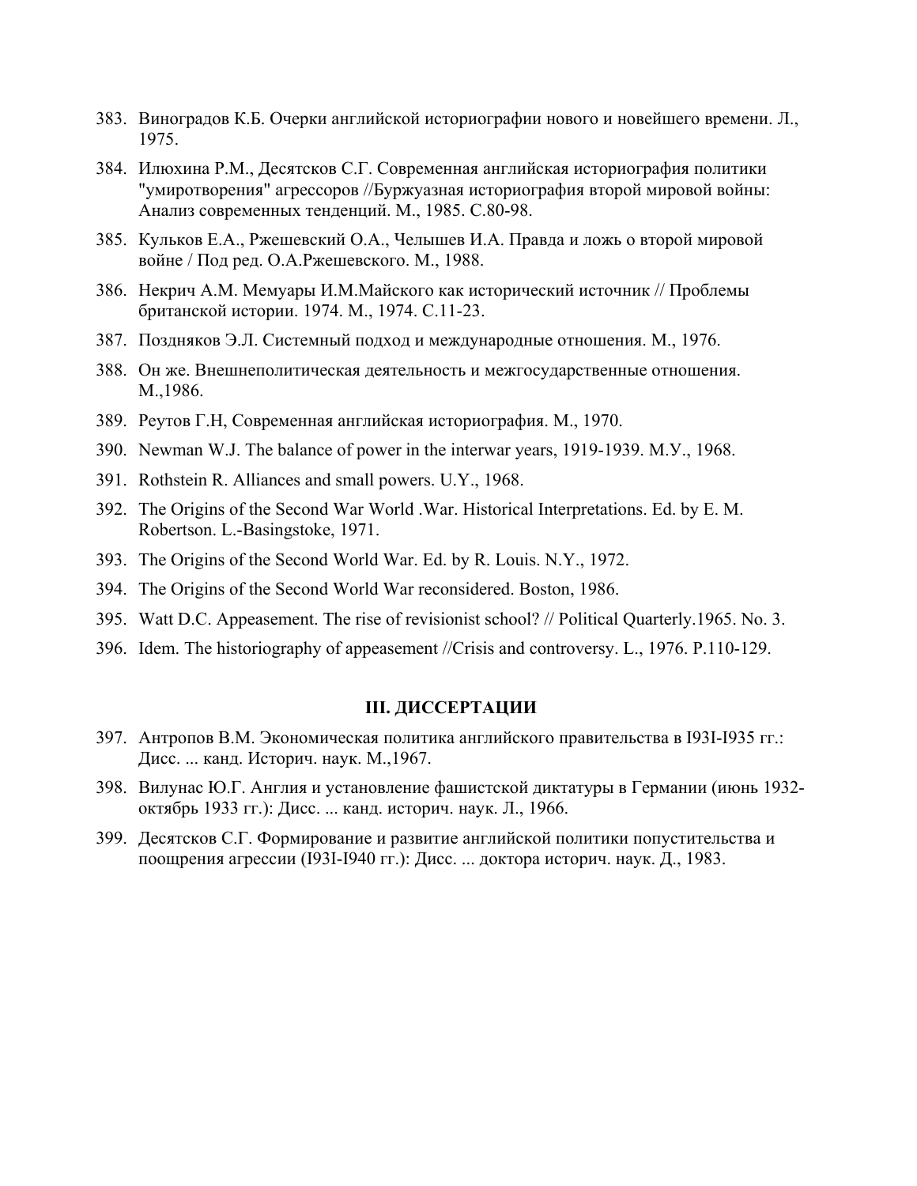383. Виноградов К.Б. Очерки английской историографии нового и новейшего времени. Л., 1975.

384. Илюхина Р.М., Десятсков С.Г. Современная английская историография политики "умиротворения" агрессоров //Буржуазная историография второй мировой войны: Анализ современных тенденций. М., 1985. С.80-98.

385. Кульков Е.А., Ржешевский О.А., Челышев И.А. Правда и ложь о второй мировой войне / Под ред. О.А.Ржешевского. М., 1988.

386. Некрич А.М. Мемуары И.М.Майского как исторический источник // Проблемы британской истории. 1974. М., 1974. С.11-23.

387. Поздняков Э.Л. Системный подход и международные отношения. М., 1976.

388. Он же. Внешнеполитическая деятельность и межгосударственные отношения. М.,1986.

389. Реутов Г.Н, Современная английская историография. М., 1970.

390. Newman W.J. The balance of power in the interwar years, 1919-1939. M.Y., 1968.

391. Rothstein R. Alliances and small powers. U.Y., 1968.

392. The Origins of the Second War World .War. Historical Interpretations. Ed. by E. M. Robertson. L.-Basingstoke, 1971.

393. The Origins of the Second World War. Ed. by R. Louis. N.Y., 1972.

394. The Origins of the Second World War reconsidered. Boston, 1986.

395. Watt D.C. Appeasement. The rise of revisionist school? // Political Quarterly.1965. No. 3.

396. Idem. The historiography of appeasement //Crisis and controversy. L., 1976. P.110-129.

### III. ДИССЕРТАЦИИ

397. Антропов В.М. Экономическая политика английского правительства в I93I-I935 гг.: Дисс. ... канд. Историч. наук. М.,1967.

398. Вилунас Ю.Г. Англия и установление фашистской диктатуры в Германии (июнь 1932-октябрь 1933 гг.): Дисс. ... канд. историч. наук. Л., 1966.

399. Десятсков С.Г. Формирование и развитие английской политики попустительства и поощрения агрессии (I93I-I940 гг.): Дисс. ... доктора историч. наук. Д., 1983.